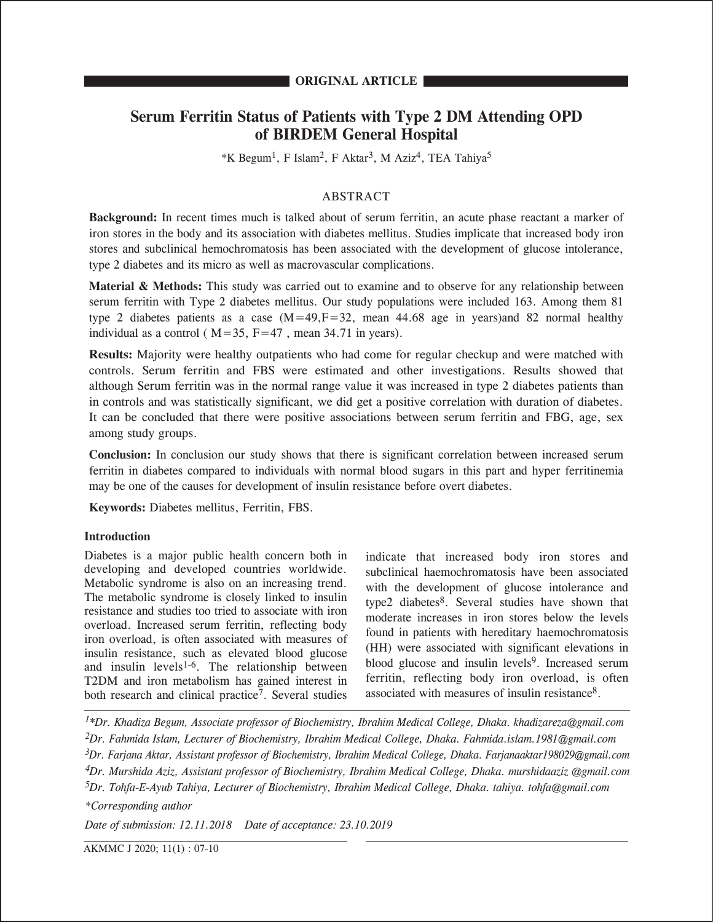**ORIGINAL ARTICLE**

# Serum Ferritin Status of Patients with Type 2 DM Attending OPD of BIRDEM General Hospital

*K Begum[1], F Islam[2], F Aktar[3], M Aziz[4], TEA Tahiya[5]

## ABSTRACT

**Background:** In recent times much is talked about of serum ferritin, an acute phase reactant a marker of iron stores in the body and its association with diabetes mellitus. Studies implicate that increased body iron stores and subclinical hemochromatosis has been associated with the development of glucose intolerance, type 2 diabetes and its micro as well as macrovascular complications.

**Material & Methods:** This study was carried out to examine and to observe for any relationship between serum ferritin with Type 2 diabetes mellitus. Our study populations were included 163. Among them 81 type 2 diabetes patients as a case (M=49,F=32, mean 44.68 age in years)and 82 normal healthy individual as a control ( M=35, F=47 , mean 34.71 in years).

**Results:** Majority were healthy outpatients who had come for regular checkup and were matched with controls. Serum ferritin and FBS were estimated and other investigations. Results showed that although Serum ferritin was in the normal range value it was increased in type 2 diabetes patients than in controls and was statistically significant, we did get a positive correlation with duration of diabetes. It can be concluded that there were positive associations between serum ferritin and FBG, age, sex among study groups.

**Conclusion:** In conclusion our study shows that there is significant correlation between increased serum ferritin in diabetes compared to individuals with normal blood sugars in this part and hyper ferritinemia may be one of the causes for development of insulin resistance before overt diabetes.

**Keywords:** Diabetes mellitus, Ferritin, FBS.

## Introduction

Diabetes is a major public health concern both in developing and developed countries worldwide. Metabolic syndrome is also on an increasing trend. The metabolic syndrome is closely linked to insulin resistance and studies too tried to associate with iron overload. Increased serum ferritin, reflecting body iron overload, is often associated with measures of insulin resistance, such as elevated blood glucose and insulin levels[1-6]. The relationship between T2DM and iron metabolism has gained interest in both research and clinical practice[7]. Several studies indicate that increased body iron stores and subclinical haemochromatosis have been associated with the development of glucose intolerance and type2 diabetes[8]. Several studies have shown that moderate increases in iron stores below the levels found in patients with hereditary haemochromatosis (HH) were associated with significant elevations in blood glucose and insulin levels[9]. Increased serum ferritin, reflecting body iron overload, is often associated with measures of insulin resistance[8].

*[1]\*Dr. Khadiza Begum, Associate professor of Biochemistry, Ibrahim Medical College, Dhaka. khadizareza@gmail.com*

*[2]Dr. Fahmida Islam, Lecturer of Biochemistry, Ibrahim Medical College, Dhaka. Fahmida.islam.1981@gmail.com*

*[3]Dr. Farjana Aktar, Assistant professor of Biochemistry, Ibrahim Medical College, Dhaka. Farjanaaktar198029@gmail.com*

*[4]Dr. Murshida Aziz, Assistant professor of Biochemistry, Ibrahim Medical College, Dhaka. murshidaaziz @gmail.com*

*[5]Dr. Tohfa-E-Ayub Tahiya, Lecturer of Biochemistry, Ibrahim Medical College, Dhaka. tahiya. tohfa@gmail.com*

*\*Corresponding author*

*Date of submission: 12.11.2018 Date of acceptance: 23.10.2019*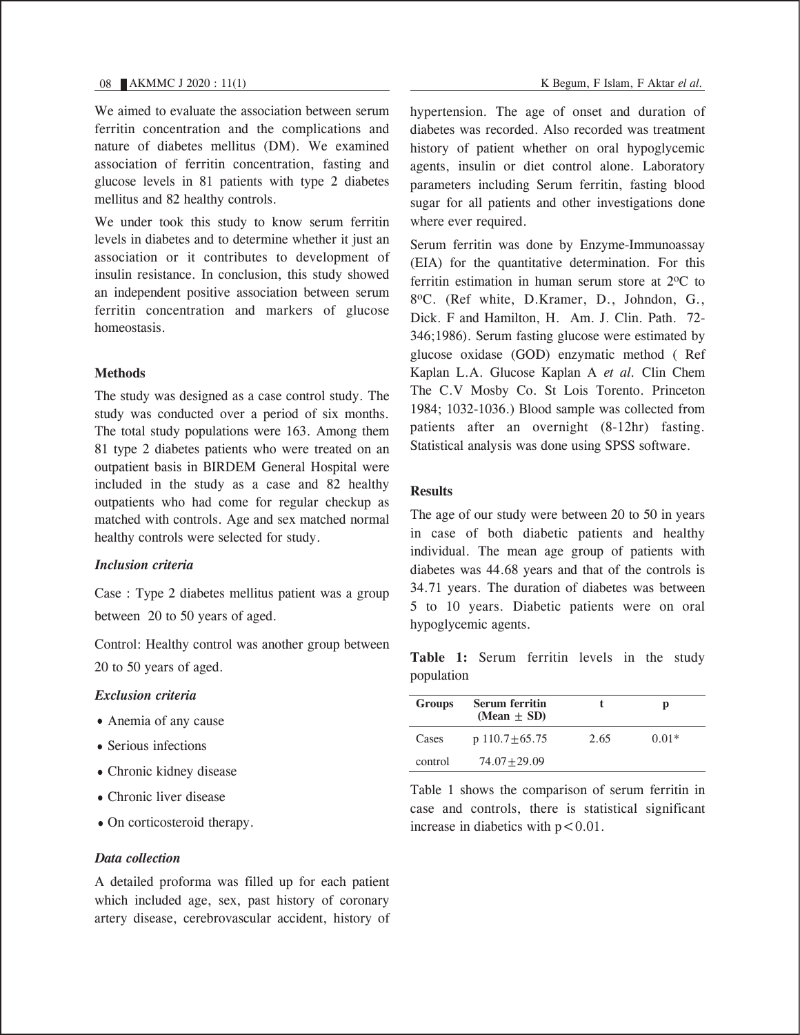We aimed to evaluate the association between serum ferritin concentration and the complications and nature of diabetes mellitus (DM). We examined association of ferritin concentration, fasting and glucose levels in 81 patients with type 2 diabetes mellitus and 82 healthy controls.

We under took this study to know serum ferritin levels in diabetes and to determine whether it just an association or it contributes to development of insulin resistance. In conclusion, this study showed an independent positive association between serum ferritin concentration and markers of glucose homeostasis.

## Methods

The study was designed as a case control study. The study was conducted over a period of six months. The total study populations were 163. Among them 81 type 2 diabetes patients who were treated on an outpatient basis in BIRDEM General Hospital were included in the study as a case and 82 healthy outpatients who had come for regular checkup as matched with controls. Age and sex matched normal healthy controls were selected for study.

### *Inclusion criteria*

Case : Type 2 diabetes mellitus patient was a group between 20 to 50 years of aged.

Control: Healthy control was another group between 20 to 50 years of aged.

### *Exclusion criteria*

- Anemia of any cause
- Serious infections
- Chronic kidney disease
- Chronic liver disease
- On corticosteroid therapy.

### *Data collection*

A detailed proforma was filled up for each patient which included age, sex, past history of coronary artery disease, cerebrovascular accident, history of hypertension. The age of onset and duration of diabetes was recorded. Also recorded was treatment history of patient whether on oral hypoglycemic agents, insulin or diet control alone. Laboratory parameters including Serum ferritin, fasting blood sugar for all patients and other investigations done where ever required.

Serum ferritin was done by Enzyme-Immunoassay (EIA) for the quantitative determination. For this ferritin estimation in human serum store at $2^oC$ to $8^oC$. (Ref white, D.Kramer, D., Johndon, G., Dick. F and Hamilton, H. Am. J. Clin. Path. 72-346;1986). Serum fasting glucose were estimated by glucose oxidase (GOD) enzymatic method ( Ref Kaplan L.A. Glucose Kaplan A *et al.* Clin Chem The C.V Mosby Co. St Lois Torento. Princeton 1984; 1032-1036.) Blood sample was collected from patients after an overnight (8-12hr) fasting. Statistical analysis was done using SPSS software.

## Results

The age of our study were between 20 to 50 in years in case of both diabetic patients and healthy individual. The mean age group of patients with diabetes was 44.68 years and that of the controls is 34.71 years. The duration of diabetes was between 5 to 10 years. Diabetic patients were on oral hypoglycemic agents.

**Table 1:** Serum ferritin levels in the study population

| Groups | Serum ferritin (Mean ± SD) | t | p |
|---|---|---|---|
| Cases | p 110.7±65.75 | 2.65 | 0.01* |
| control | 74.07±29.09 | | |

Table 1 shows the comparison of serum ferritin in case and controls, there is statistical significant increase in diabetics with $p < 0.01$.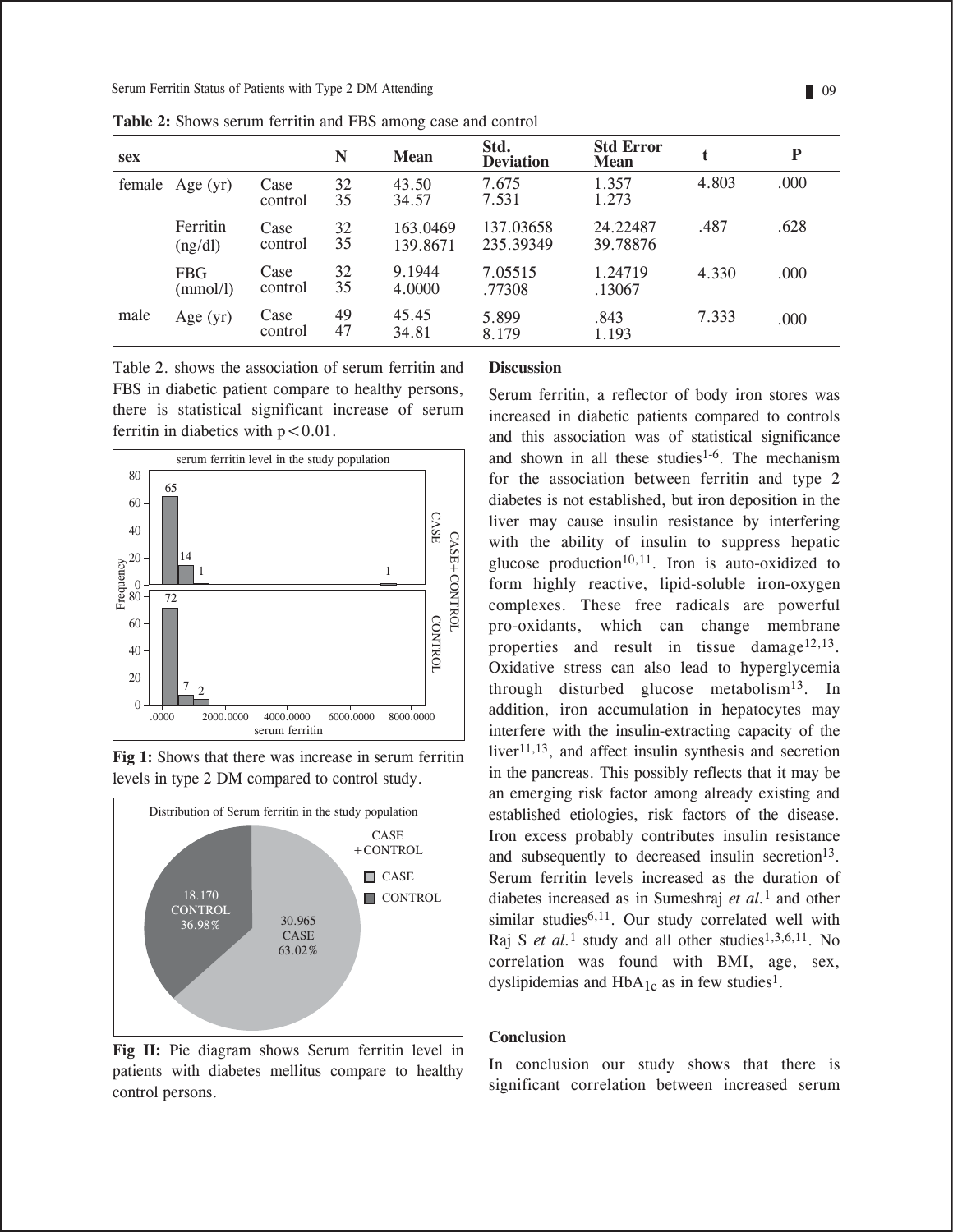**Table 2:** Shows serum ferritin and FBS among case and control

| sex | | | N | Mean | Std. Deviation | Std Error Mean | t | P |
|---|---|---|---|---|---|---|---|---|
| female | Age (yr) | Case<br>control | 32<br>35 | 43.50<br>34.57 | 7.675<br>7.531 | 1.357<br>1.273 | 4.803 | .000 |
| | Ferritin (ng/dl) | Case<br>control | 32<br>35 | 163.0469<br>139.8671 | 137.03658<br>235.39349 | 24.22487<br>39.78876 | .487 | .628 |
| | FBG (mmol/l) | Case<br>control | 32<br>35 | 9.1944<br>4.0000 | 7.05515<br>.77308 | 1.24719<br>.13067 | 4.330 | .000 |
| male | Age (yr) | Case<br>control | 49<br>47 | 45.45<br>34.81 | 5.899<br>8.179 | .843<br>1.193 | 7.333 | .000 |

Table 2. shows the association of serum ferritin and FBS in diabetic patient compare to healthy persons, there is statistical significant increase of serum ferritin in diabetics with $p<0.01$.

**Fig 1:** Shows that there was increase in serum ferritin levels in type 2 DM compared to control study.

**Fig II:** Pie diagram shows Serum ferritin level in patients with diabetes mellitus compare to healthy control persons.

## Discussion

Serum ferritin, a reflector of body iron stores was increased in diabetic patients compared to controls and this association was of statistical significance and shown in all these studies[1-6]. The mechanism for the association between ferritin and type 2 diabetes is not established, but iron deposition in the liver may cause insulin resistance by interfering with the ability of insulin to suppress hepatic glucose production[10,11]. Iron is auto-oxidized to form highly reactive, lipid-soluble iron-oxygen complexes. These free radicals are powerful pro-oxidants, which can change membrane properties and result in tissue damage[12,13]. Oxidative stress can also lead to hyperglycemia through disturbed glucose metabolism[13]. In addition, iron accumulation in hepatocytes may interfere with the insulin-extracting capacity of the liver[11,13], and affect insulin synthesis and secretion in the pancreas. This possibly reflects that it may be an emerging risk factor among already existing and established etiologies, risk factors of the disease. Iron excess probably contributes insulin resistance and subsequently to decreased insulin secretion[13]. Serum ferritin levels increased as the duration of diabetes increased as in Sumeshraj *et al.*[1] and other similar studies[6,11]. Our study correlated well with Raj S *et al.*[1] study and all other studies[1,3,6,11]. No correlation was found with BMI, age, sex, dyslipidemias and $HbA_{1c}$ as in few studies[1].

## Conclusion

In conclusion our study shows that there is significant correlation between increased serum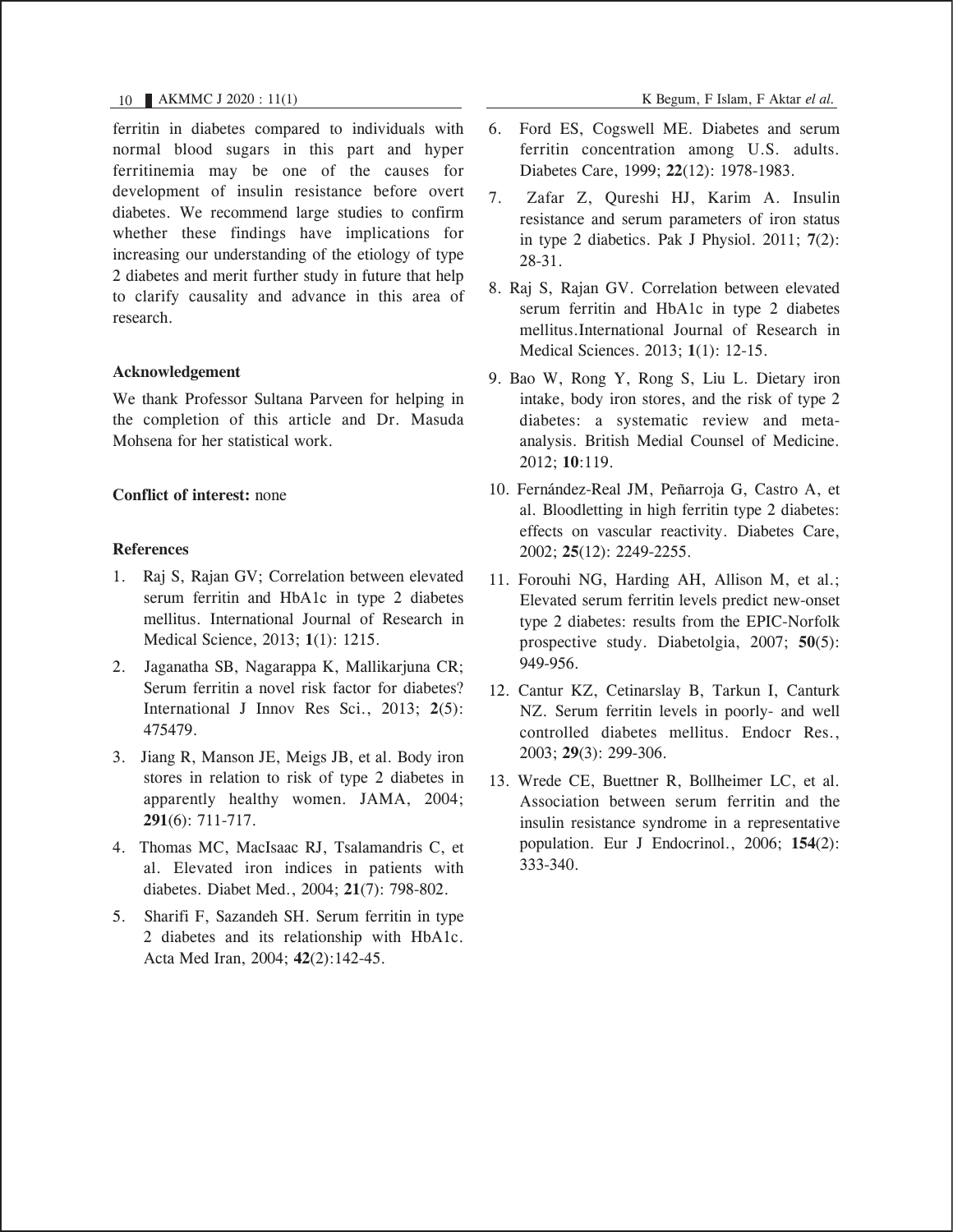ferritin in diabetes compared to individuals with normal blood sugars in this part and hyper ferritinemia may be one of the causes for development of insulin resistance before overt diabetes. We recommend large studies to confirm whether these findings have implications for increasing our understanding of the etiology of type 2 diabetes and merit further study in future that help to clarify causality and advance in this area of research.

#### Acknowledgement

We thank Professor Sultana Parveen for helping in the completion of this article and Dr. Masuda Mohsena for her statistical work.

**Conflict of interest:** none

#### References

1. Raj S, Rajan GV; Correlation between elevated serum ferritin and HbA1c in type 2 diabetes mellitus. International Journal of Research in Medical Science, 2013; **1**(1): 1215.
2. Jaganatha SB, Nagarappa K, Mallikarjuna CR; Serum ferritin a novel risk factor for diabetes? International J Innov Res Sci., 2013; **2**(5): 475479.
3. Jiang R, Manson JE, Meigs JB, et al. Body iron stores in relation to risk of type 2 diabetes in apparently healthy women. JAMA, 2004; **291**(6): 711-717.
4. Thomas MC, MacIsaac RJ, Tsalamandris C, et al. Elevated iron indices in patients with diabetes. Diabet Med., 2004; **21**(7): 798-802.
5. Sharifi F, Sazandeh SH. Serum ferritin in type 2 diabetes and its relationship with HbA1c. Acta Med Iran, 2004; **42**(2):142-45.
6. Ford ES, Cogswell ME. Diabetes and serum ferritin concentration among U.S. adults. Diabetes Care, 1999; **22**(12): 1978-1983.
7. Zafar Z, Qureshi HJ, Karim A. Insulin resistance and serum parameters of iron status in type 2 diabetics. Pak J Physiol. 2011; **7**(2): 28-31.
8. Raj S, Rajan GV. Correlation between elevated serum ferritin and HbA1c in type 2 diabetes mellitus.International Journal of Research in Medical Sciences. 2013; **1**(1): 12-15.
9. Bao W, Rong Y, Rong S, Liu L. Dietary iron intake, body iron stores, and the risk of type 2 diabetes: a systematic review and meta-analysis. British Medial Counsel of Medicine. 2012; **10**:119.
10. Fernández-Real JM, Peñarroja G, Castro A, et al. Bloodletting in high ferritin type 2 diabetes: effects on vascular reactivity. Diabetes Care, 2002; **25**(12): 2249-2255.
11. Forouhi NG, Harding AH, Allison M, et al.; Elevated serum ferritin levels predict new-onset type 2 diabetes: results from the EPIC-Norfolk prospective study. Diabetolgia, 2007; **50**(5): 949-956.
12. Cantur KZ, Cetinarslay B, Tarkun I, Canturk NZ. Serum ferritin levels in poorly- and well controlled diabetes mellitus. Endocr Res., 2003; **29**(3): 299-306.
13. Wrede CE, Buettner R, Bollheimer LC, et al. Association between serum ferritin and the insulin resistance syndrome in a representative population. Eur J Endocrinol., 2006; **154**(2): 333-340.